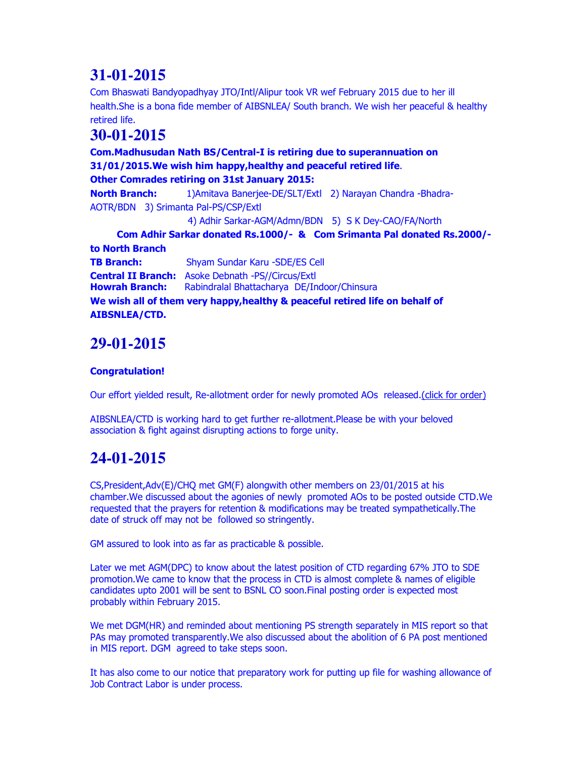# 31-01-2015

Com Bhaswati Bandyopadhyay JTO/Intl/Alipur took VR wef February 2015 due to her ill health.She is a bona fide member of AIBSNLEA/ South branch. We wish her peaceful & healthy retired life.

# 30-01-2015

**Com.Madhusudan Nath BS/Central-I is retiring due to superannuation on 31/01/2015.We wish him happy,healthy and peaceful retired life.**

**Other Comrades retiring on 31st January 2015:**

**North Branch:** 1)Amitava Banerjee-DE/SLT/Extl 2) Narayan Chandra -Bhadra-AOTR/BDN 3) Srimanta Pal-PS/CSP/Extl 4) Adhir Sarkar-AGM/Admn/BDN 5) S K Dey-CAO/FA/North

**Com Adhir Sarkar donated Rs.1000/- & Com Srimanta Pal donated Rs.2000/- to North Branch**

**TB Branch:** Shyam Sundar Karu -SDE/ES Cell

**Central II Branch:** Asoke Debnath -PS//Circus/Extl

**Howrah Branch:** Rabindralal Bhattacharya DE/Indoor/Chinsura

**We wish all of them very happy,healthy & peaceful retired life on behalf of AIBSNLEA/CTD.**

# 29-01-2015

**Congratulation!**

Our effort yielded result, Re-allotment order for newly promoted AOs released.(click for order)

AIBSNLEA/CTD is working hard to get further re-allotment.Please be with your beloved association & fight against disrupting actions to forge unity.

# 24-01-2015

CS,President,Adv(E)/CHQ met GM(F) alongwith other members on 23/01/2015 at his chamber.We discussed about the agonies of newly promoted AOs to be posted outside CTD.We requested that the prayers for retention & modifications may be treated sympathetically.The date of struck off may not be followed so stringently.

GM assured to look into as far as practicable & possible.

Later we met AGM(DPC) to know about the latest position of CTD regarding 67% JTO to SDE promotion.We came to know that the process in CTD is almost complete & names of eligible candidates upto 2001 will be sent to BSNL CO soon.Final posting order is expected most probably within February 2015.

We met DGM(HR) and reminded about mentioning PS strength separately in MIS report so that PAs may promoted transparently.We also discussed about the abolition of 6 PA post mentioned in MIS report. DGM agreed to take steps soon.

It has also come to our notice that preparatory work for putting up file for washing allowance of Job Contract Labor is under process.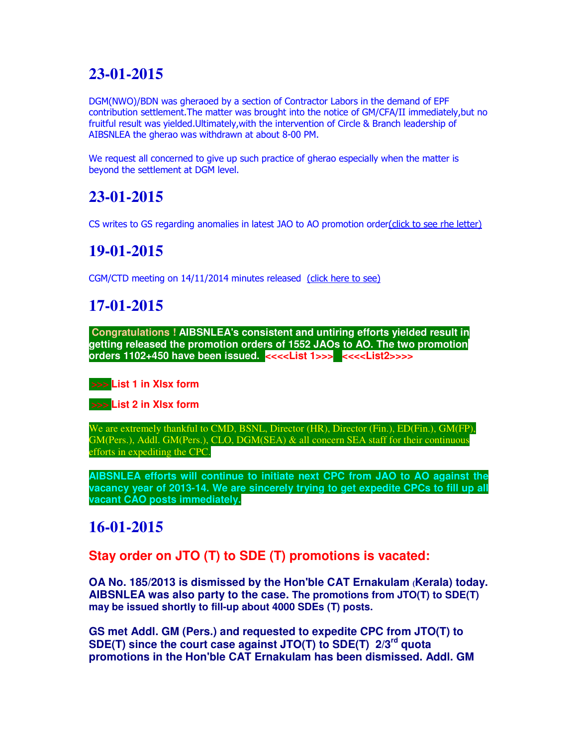# 23-01-2015

DGM(NWO)/BDN was gheraoed by a section of Contractor Labors in the demand of EPF contribution settlement.The matter was brought into the notice of GM/CFA/II immediately,but no fruitful result was yielded.Ultimately,with the intervention of Circle & Branch leadership of AIBSNLEA the gherao was withdrawn at about 8-00 PM.

We request all concerned to give up such practice of gherao especially when the matter is beyond the settlement at DGM level.

# 23-01-2015

CS writes to GS regarding anomalies in latest JAO to AO promotion order(click to see rhe letter)

# 19-01-2015

CGM/CTD meeting on 14/11/2014 minutes released (click here to see)

# 17-01-2015

**Congratulations ! AIBSNLEA's consistent and untiring efforts yielded result in getting released the promotion orders of 1552 JAOs to AO. The two promotion orders 1102+450 have been issued. <<<<List 1>>> <<<<List2>>>>**

**>>> List 1 in Xlsx form**

**>>> List 2 in Xlsx form**

We are extremely thankful to CMD, BSNL, Director (HR), Director (Fin.), ED(Fin.), GM(FP), GM(Pers.), Addl. GM(Pers.), CLO, DGM(SEA) & all concern SEA staff for their continuous efforts in expediting the CPC.

**AIBSNLEA efforts will continue to initiate next CPC from JAO to AO against the vacancy year of 2013-14. We are sincerely trying to get expedite CPCs to fill up all vacant CAO posts immediately.**

# 16-01-2015

## Stay order on JTO (T) to SDE (T) promotions is vacated:

**OA No. 185/2013 is dismissed by the Hon'ble CAT Ernakulam (Kerala) today. AIBSNLEA was also party to the case. The promotions from JTO(T) to SDE(T) may be issued shortly to fill-up about 4000 SDEs (T) posts.**

**GS met Addl. GM (Pers.) and requested to expedite CPC from JTO(T) to SDE(T) since the court case against JTO(T) to SDE(T) 2/3rd quota promotions in the Hon'ble CAT Ernakulam has been dismissed. Addl. GM**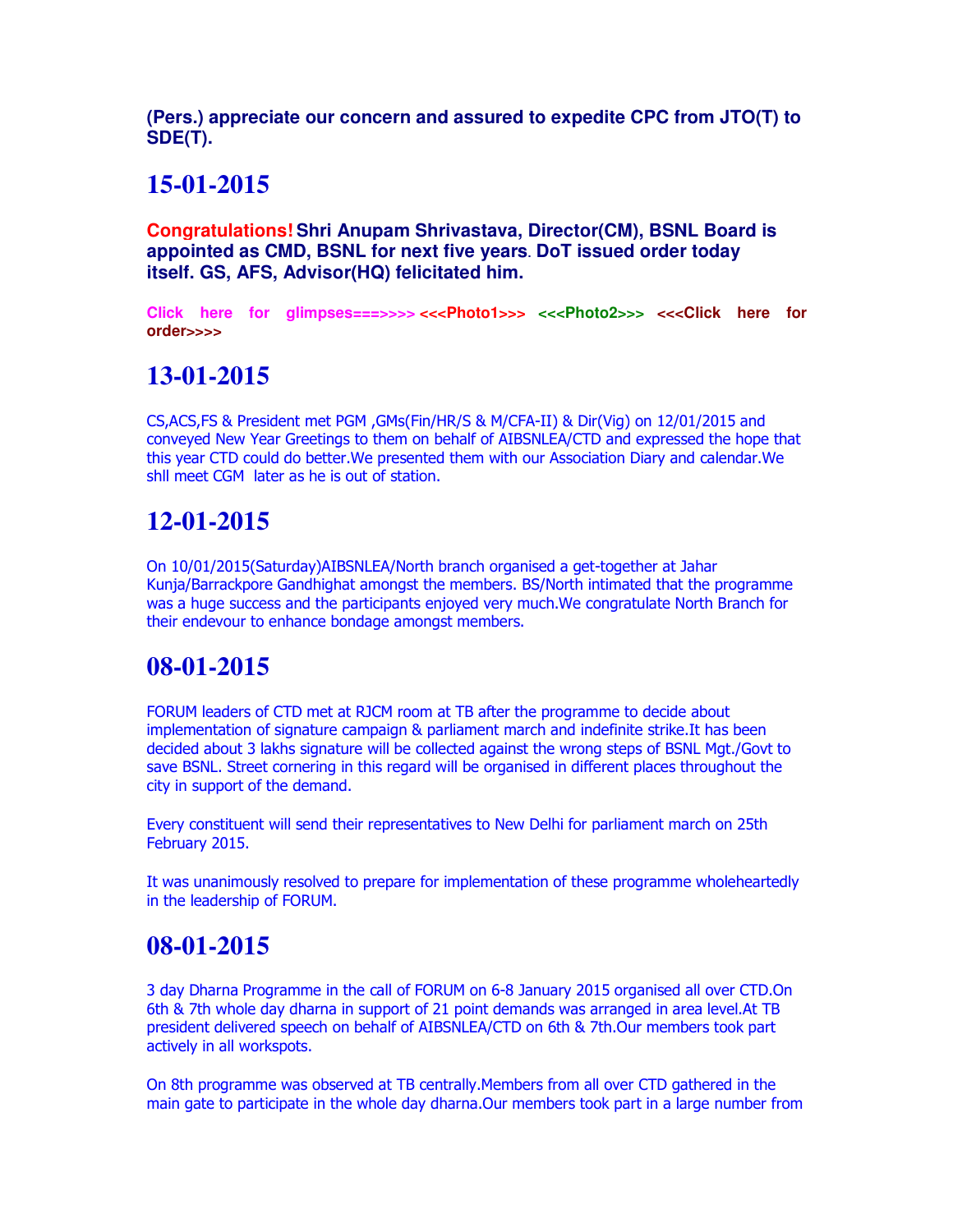**(Pers.) appreciate our concern and assured to expedite CPC from JTO(T) to SDE(T).**

## 15-01-2015

**Congratulations! Shri Anupam Shrivastava, Director(CM), BSNL Board is appointed as CMD, BSNL for next five years. DoT issued order today itself. GS, AFS, Advisor(HQ) felicitated him.**

**Click here for glimpses===>>>> <<<Photo1>>> <<<Photo2>>> <<<Click here for order>>>>**

## 13-01-2015

CS,ACS,FS & President met PGM ,GMs(Fin/HR/S & M/CFA-II) & Dir(Vig) on 12/01/2015 and conveyed New Year Greetings to them on behalf of AIBSNLEA/CTD and expressed the hope that this year CTD could do better.We presented them with our Association Diary and calendar.We shll meet CGM later as he is out of station.

## 12-01-2015

On 10/01/2015(Saturday)AIBSNLEA/North branch organised a get-together at Jahar Kunja/Barrackpore Gandhighat amongst the members. BS/North intimated that the programme was a huge success and the participants enjoyed very much.We congratulate North Branch for their endevour to enhance bondage amongst members.

## 08-01-2015

FORUM leaders of CTD met at RJCM room at TB after the programme to decide about implementation of signature campaign & parliament march and indefinite strike.It has been decided about 3 lakhs signature will be collected against the wrong steps of BSNL Mgt./Govt to save BSNL. Street cornering in this regard will be organised in different places throughout the city in support of the demand.

Every constituent will send their representatives to New Delhi for parliament march on 25th February 2015.

It was unanimously resolved to prepare for implementation of these programme wholeheartedly in the leadership of FORUM.

## 08-01-2015

3 day Dharna Programme in the call of FORUM on 6-8 January 2015 organised all over CTD.On 6th & 7th whole day dharna in support of 21 point demands was arranged in area level.At TB president delivered speech on behalf of AIBSNLEA/CTD on 6th & 7th.Our members took part actively in all workspots.

On 8th programme was observed at TB centrally.Members from all over CTD gathered in the main gate to participate in the whole day dharna.Our members took part in a large number from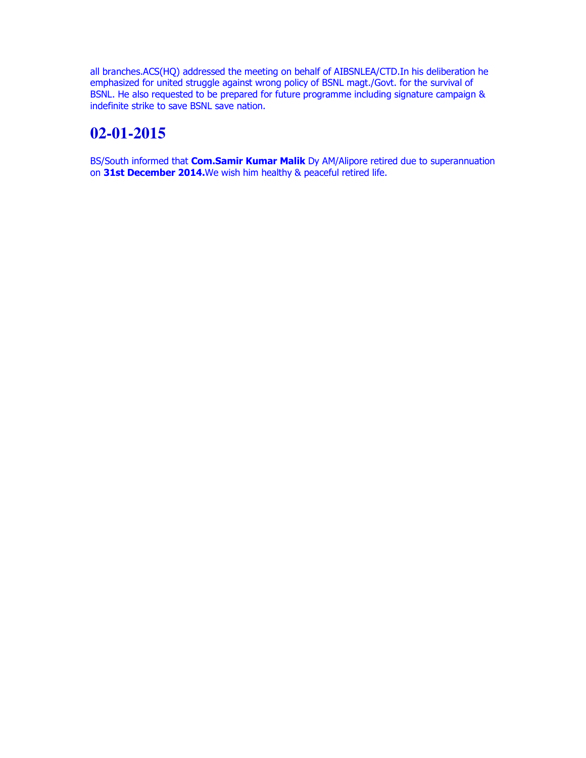all branches.ACS(HQ) addressed the meeting on behalf of AIBSNLEA/CTD.In his deliberation he emphasized for united struggle against wrong policy of BSNL magt./Govt. for the survival of BSNL. He also requested to be prepared for future programme including signature campaign & indefinite strike to save BSNL save nation.

# 02-01-2015

BS/South informed that **Com.Samir Kumar Malik** Dy AM/Alipore retired due to superannuation on **31st December 2014.**We wish him healthy & peaceful retired life.